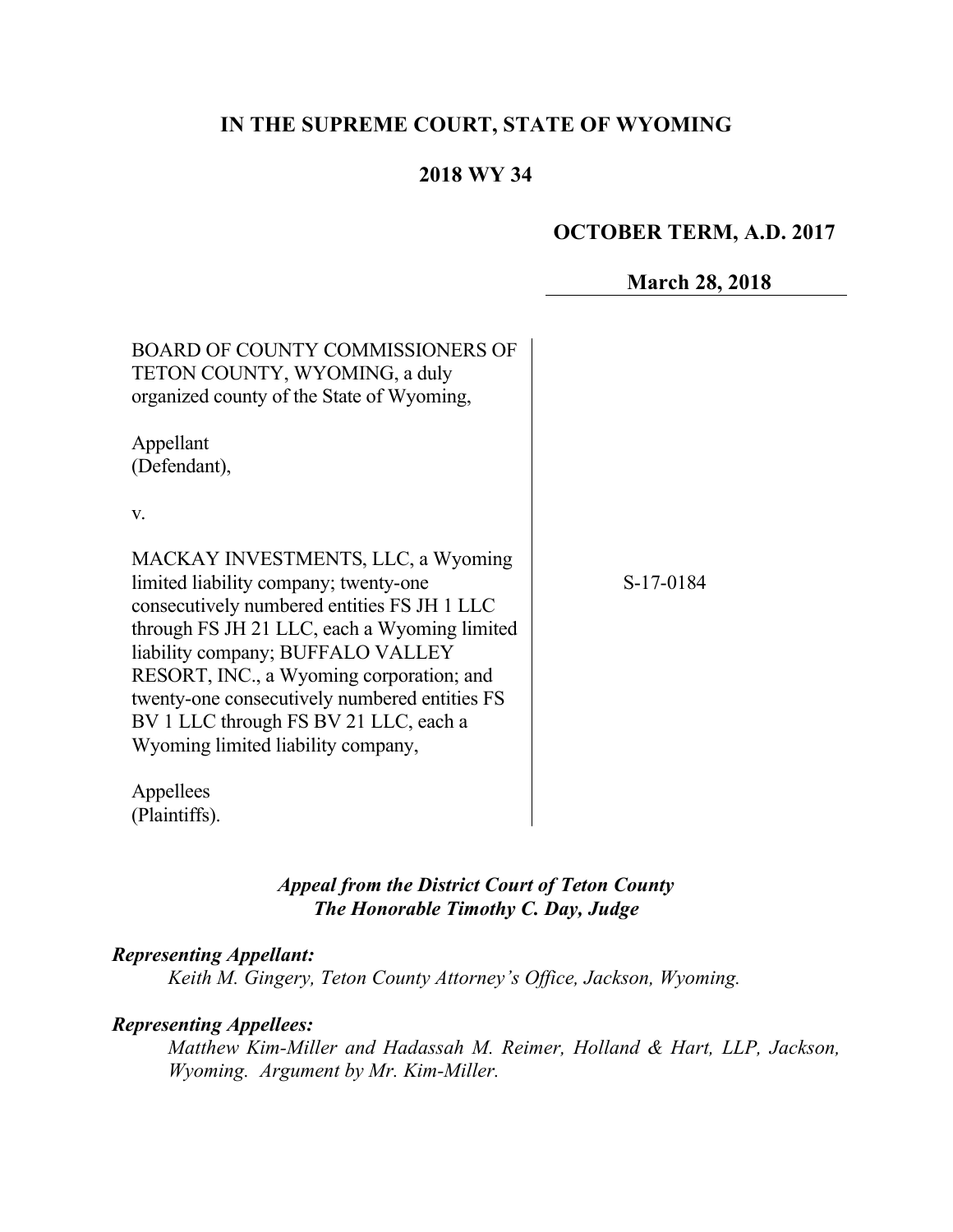**IN THE SUPREME COURT, STATE OF WYOMING**

**2018 WY 34**

**OCTOBER TERM, A.D. 2017**

**March 28, 2018**

BOARD OF COUNTY COMMISSIONERS OF TETON COUNTY, WYOMING, a duly organized county of the State of Wyoming,

Appellant
(Defendant),

v.

MACKAY INVESTMENTS, LLC, a Wyoming limited liability company; twenty-one consecutively numbered entities FS JH 1 LLC through FS JH 21 LLC, each a Wyoming limited liability company; BUFFALO VALLEY RESORT, INC., a Wyoming corporation; and twenty-one consecutively numbered entities FS BV 1 LLC through FS BV 21 LLC, each a Wyoming limited liability company,

Appellees
(Plaintiffs).

S-17-0184

***Appeal from the District Court of Teton County***
***The Honorable Timothy C. Day, Judge***

***Representing Appellant:***

*Keith M. Gingery, Teton County Attorney's Office, Jackson, Wyoming.*

***Representing Appellees:***

*Matthew Kim-Miller and Hadassah M. Reimer, Holland & Hart, LLP, Jackson, Wyoming. Argument by Mr. Kim-Miller.*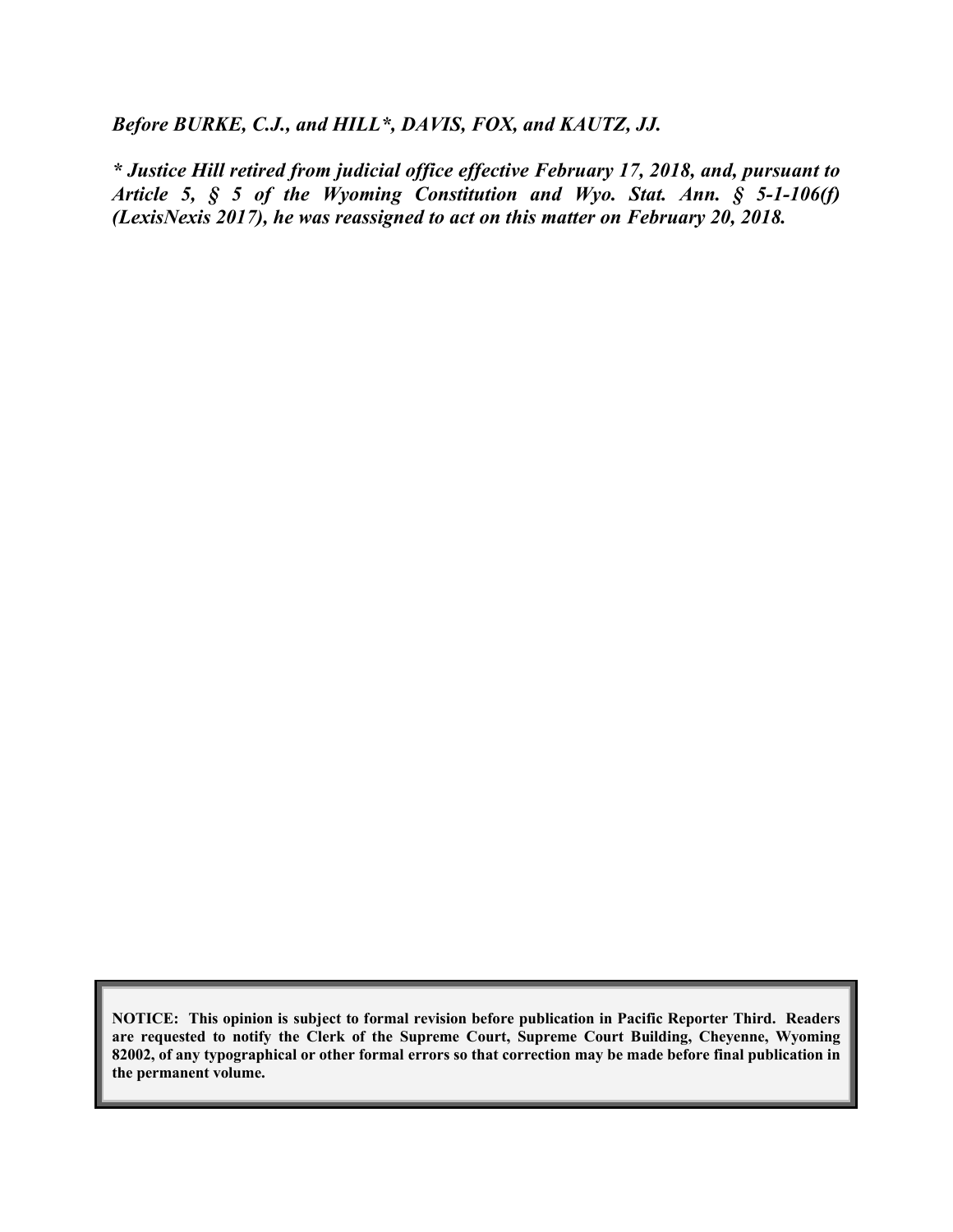*Before BURKE, C.J., and HILL\*, DAVIS, FOX, and KAUTZ, JJ.*

*\* Justice Hill retired from judicial office effective February 17, 2018, and, pursuant to Article 5, § 5 of the Wyoming Constitution and Wyo. Stat. Ann. § 5-1-106(f) (LexisNexis 2017), he was reassigned to act on this matter on February 20, 2018.*

**NOTICE: This opinion is subject to formal revision before publication in Pacific Reporter Third. Readers are requested to notify the Clerk of the Supreme Court, Supreme Court Building, Cheyenne, Wyoming 82002, of any typographical or other formal errors so that correction may be made before final publication in the permanent volume.**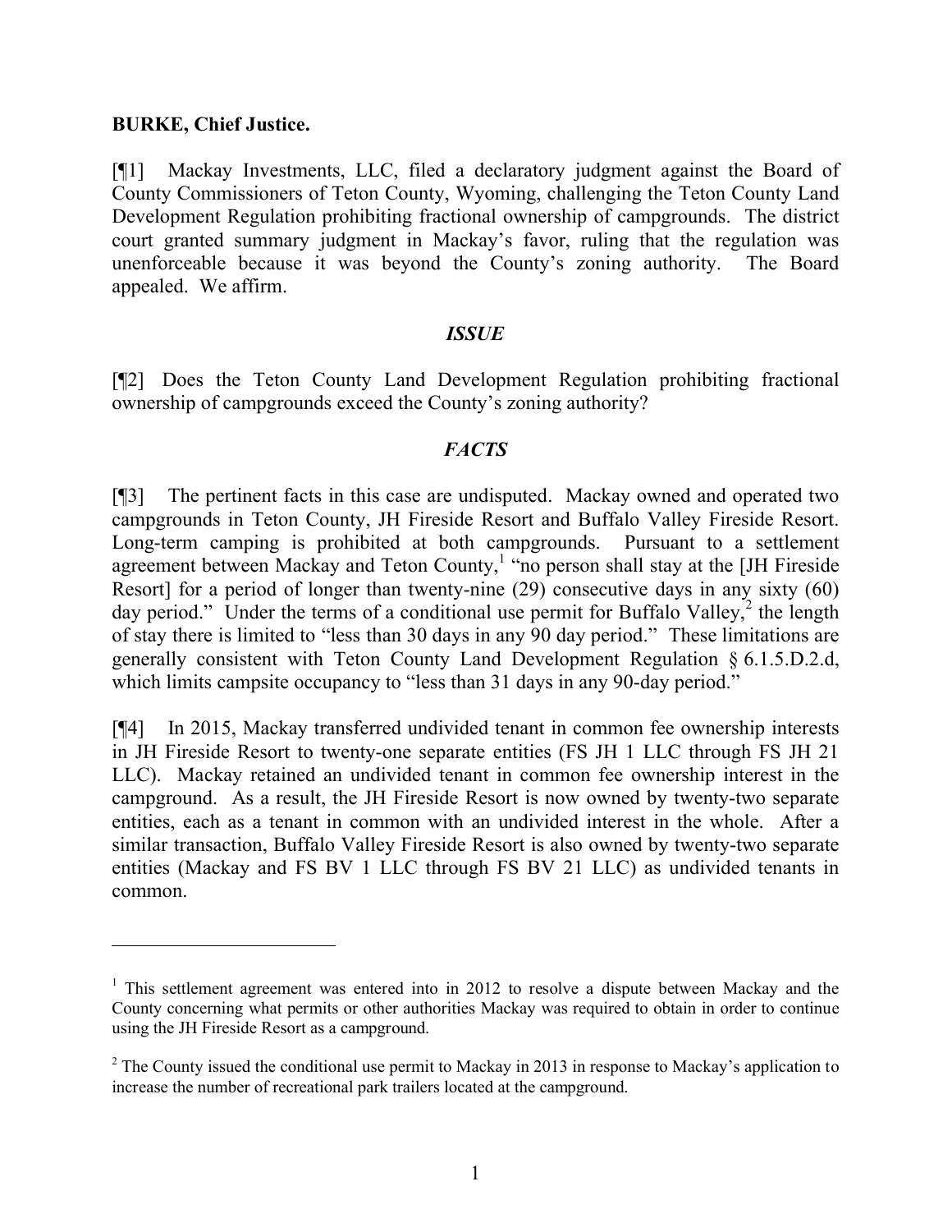**BURKE, Chief Justice.**

[¶1] Mackay Investments, LLC, filed a declaratory judgment against the Board of County Commissioners of Teton County, Wyoming, challenging the Teton County Land Development Regulation prohibiting fractional ownership of campgrounds. The district court granted summary judgment in Mackay's favor, ruling that the regulation was unenforceable because it was beyond the County's zoning authority. The Board appealed. We affirm.

## *ISSUE*

[¶2] Does the Teton County Land Development Regulation prohibiting fractional ownership of campgrounds exceed the County's zoning authority?

## *FACTS*

[¶3] The pertinent facts in this case are undisputed. Mackay owned and operated two campgrounds in Teton County, JH Fireside Resort and Buffalo Valley Fireside Resort. Long-term camping is prohibited at both campgrounds. Pursuant to a settlement agreement between Mackay and Teton County,[1] "no person shall stay at the [JH Fireside Resort] for a period of longer than twenty-nine (29) consecutive days in any sixty (60) day period." Under the terms of a conditional use permit for Buffalo Valley,[2] the length of stay there is limited to "less than 30 days in any 90 day period." These limitations are generally consistent with Teton County Land Development Regulation § 6.1.5.D.2.d, which limits campsite occupancy to "less than 31 days in any 90-day period."

[¶4] In 2015, Mackay transferred undivided tenant in common fee ownership interests in JH Fireside Resort to twenty-one separate entities (FS JH 1 LLC through FS JH 21 LLC). Mackay retained an undivided tenant in common fee ownership interest in the campground. As a result, the JH Fireside Resort is now owned by twenty-two separate entities, each as a tenant in common with an undivided interest in the whole. After a similar transaction, Buffalo Valley Fireside Resort is also owned by twenty-two separate entities (Mackay and FS BV 1 LLC through FS BV 21 LLC) as undivided tenants in common.

---

[1] This settlement agreement was entered into in 2012 to resolve a dispute between Mackay and the County concerning what permits or other authorities Mackay was required to obtain in order to continue using the JH Fireside Resort as a campground.

[2] The County issued the conditional use permit to Mackay in 2013 in response to Mackay's application to increase the number of recreational park trailers located at the campground.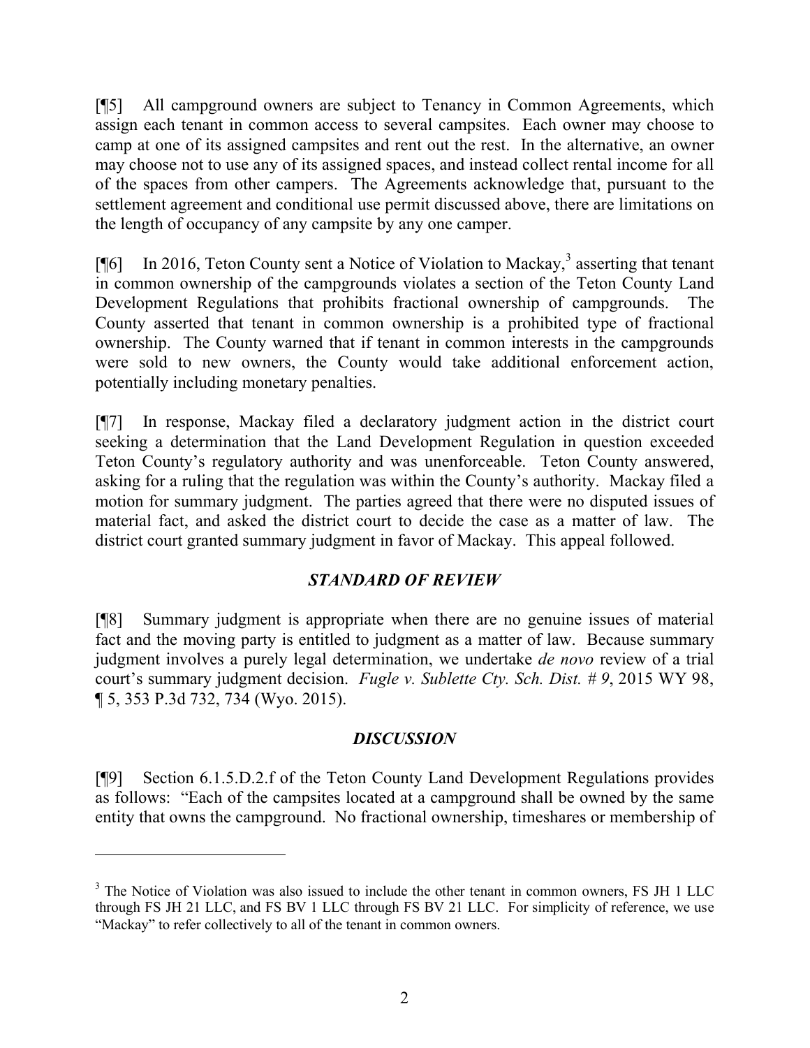[¶5] All campground owners are subject to Tenancy in Common Agreements, which assign each tenant in common access to several campsites. Each owner may choose to camp at one of its assigned campsites and rent out the rest. In the alternative, an owner may choose not to use any of its assigned spaces, and instead collect rental income for all of the spaces from other campers. The Agreements acknowledge that, pursuant to the settlement agreement and conditional use permit discussed above, there are limitations on the length of occupancy of any campsite by any one camper.

[¶6] In 2016, Teton County sent a Notice of Violation to Mackay,[3] asserting that tenant in common ownership of the campgrounds violates a section of the Teton County Land Development Regulations that prohibits fractional ownership of campgrounds. The County asserted that tenant in common ownership is a prohibited type of fractional ownership. The County warned that if tenant in common interests in the campgrounds were sold to new owners, the County would take additional enforcement action, potentially including monetary penalties.

[¶7] In response, Mackay filed a declaratory judgment action in the district court seeking a determination that the Land Development Regulation in question exceeded Teton County's regulatory authority and was unenforceable. Teton County answered, asking for a ruling that the regulation was within the County's authority. Mackay filed a motion for summary judgment. The parties agreed that there were no disputed issues of material fact, and asked the district court to decide the case as a matter of law. The district court granted summary judgment in favor of Mackay. This appeal followed.

## *STANDARD OF REVIEW*

[¶8] Summary judgment is appropriate when there are no genuine issues of material fact and the moving party is entitled to judgment as a matter of law. Because summary judgment involves a purely legal determination, we undertake *de novo* review of a trial court's summary judgment decision. *Fugle v. Sublette Cty. Sch. Dist. # 9*, 2015 WY 98, ¶ 5, 353 P.3d 732, 734 (Wyo. 2015).

## *DISCUSSION*

[¶9] Section 6.1.5.D.2.f of the Teton County Land Development Regulations provides as follows: "Each of the campsites located at a campground shall be owned by the same entity that owns the campground. No fractional ownership, timeshares or membership of

---

[3] The Notice of Violation was also issued to include the other tenant in common owners, FS JH 1 LLC through FS JH 21 LLC, and FS BV 1 LLC through FS BV 21 LLC. For simplicity of reference, we use "Mackay" to refer collectively to all of the tenant in common owners.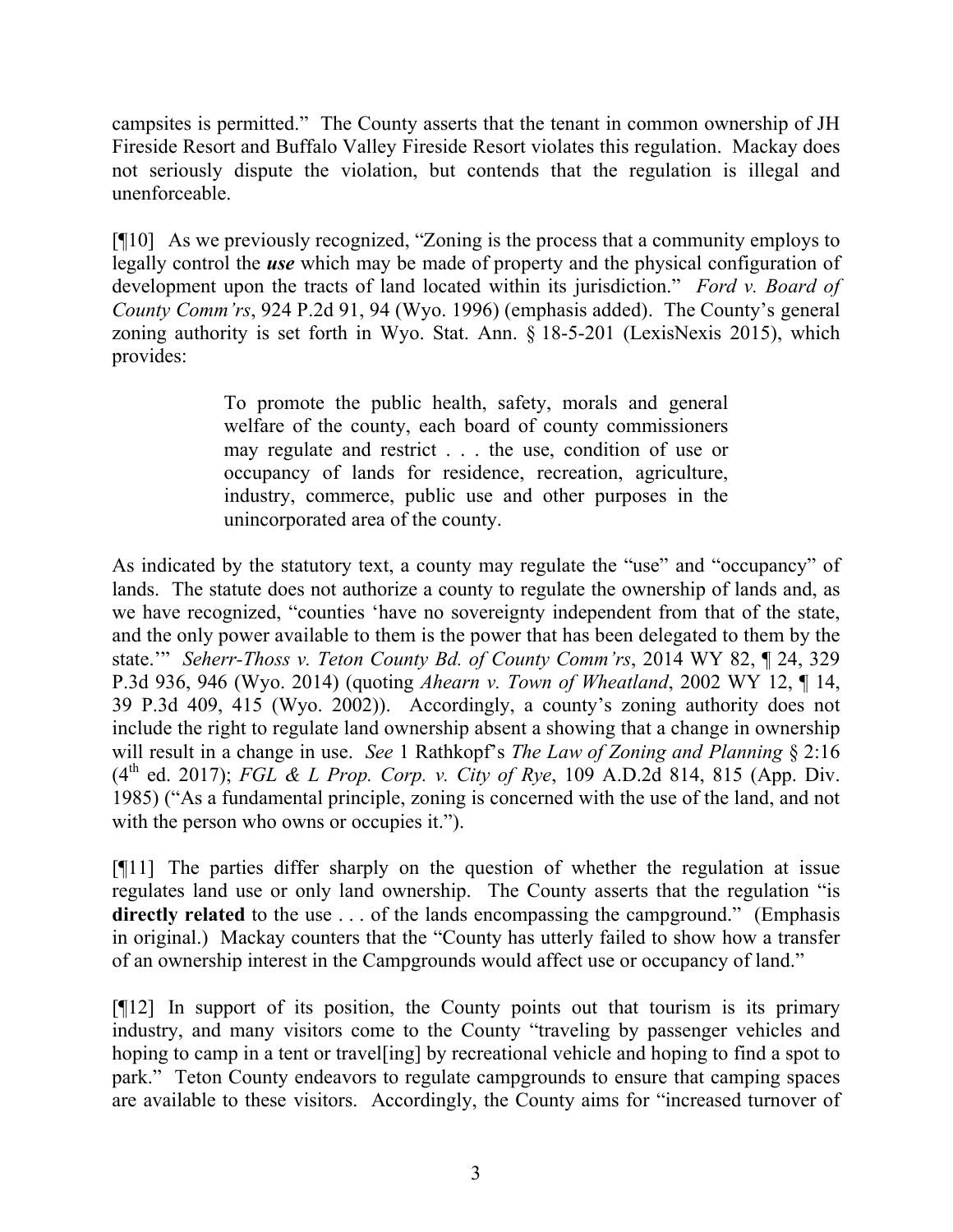campsites is permitted." The County asserts that the tenant in common ownership of JH Fireside Resort and Buffalo Valley Fireside Resort violates this regulation. Mackay does not seriously dispute the violation, but contends that the regulation is illegal and unenforceable.

[¶10] As we previously recognized, "Zoning is the process that a community employs to legally control the ***use*** which may be made of property and the physical configuration of development upon the tracts of land located within its jurisdiction." *Ford v. Board of County Comm'rs*, 924 P.2d 91, 94 (Wyo. 1996) (emphasis added). The County's general zoning authority is set forth in Wyo. Stat. Ann. § 18-5-201 (LexisNexis 2015), which provides:

> To promote the public health, safety, morals and general welfare of the county, each board of county commissioners may regulate and restrict . . . the use, condition of use or occupancy of lands for residence, recreation, agriculture, industry, commerce, public use and other purposes in the unincorporated area of the county.

As indicated by the statutory text, a county may regulate the "use" and "occupancy" of lands. The statute does not authorize a county to regulate the ownership of lands and, as we have recognized, "counties 'have no sovereignty independent from that of the state, and the only power available to them is the power that has been delegated to them by the state.'" *Seherr-Thoss v. Teton County Bd. of County Comm'rs*, 2014 WY 82, ¶ 24, 329 P.3d 936, 946 (Wyo. 2014) (quoting *Ahearn v. Town of Wheatland*, 2002 WY 12, ¶ 14, 39 P.3d 409, 415 (Wyo. 2002)). Accordingly, a county's zoning authority does not include the right to regulate land ownership absent a showing that a change in ownership will result in a change in use. *See* 1 Rathkopf's *The Law of Zoning and Planning* § 2:16 (4th ed. 2017); *FGL & L Prop. Corp. v. City of Rye*, 109 A.D.2d 814, 815 (App. Div. 1985) ("As a fundamental principle, zoning is concerned with the use of the land, and not with the person who owns or occupies it.").

[¶11] The parties differ sharply on the question of whether the regulation at issue regulates land use or only land ownership. The County asserts that the regulation "is **directly related** to the use . . . of the lands encompassing the campground." (Emphasis in original.) Mackay counters that the "County has utterly failed to show how a transfer of an ownership interest in the Campgrounds would affect use or occupancy of land."

[¶12] In support of its position, the County points out that tourism is its primary industry, and many visitors come to the County "traveling by passenger vehicles and hoping to camp in a tent or travel[ing] by recreational vehicle and hoping to find a spot to park." Teton County endeavors to regulate campgrounds to ensure that camping spaces are available to these visitors. Accordingly, the County aims for "increased turnover of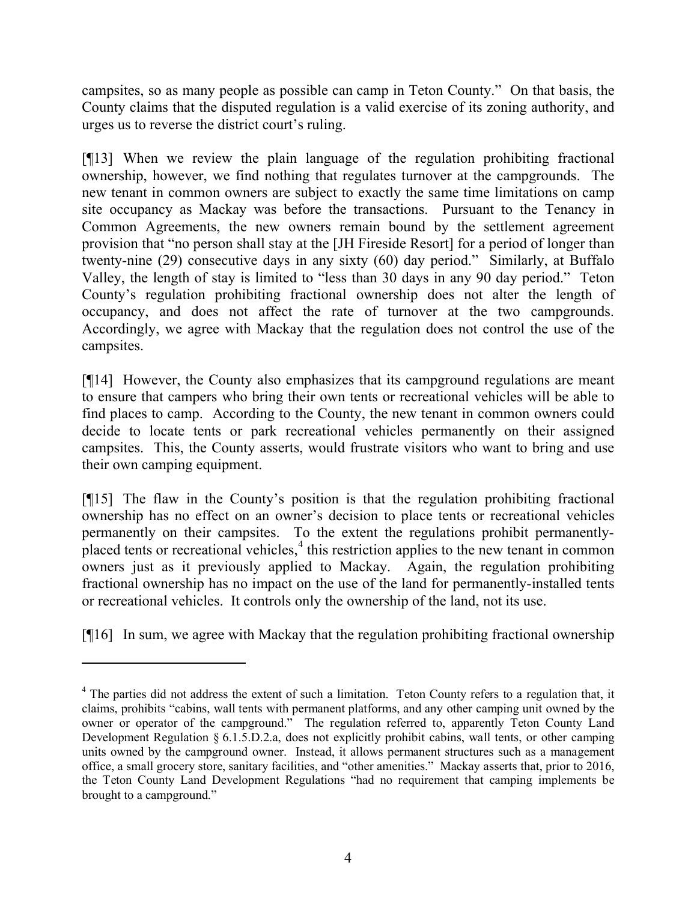campsites, so as many people as possible can camp in Teton County." On that basis, the County claims that the disputed regulation is a valid exercise of its zoning authority, and urges us to reverse the district court's ruling.

[¶13] When we review the plain language of the regulation prohibiting fractional ownership, however, we find nothing that regulates turnover at the campgrounds. The new tenant in common owners are subject to exactly the same time limitations on camp site occupancy as Mackay was before the transactions. Pursuant to the Tenancy in Common Agreements, the new owners remain bound by the settlement agreement provision that "no person shall stay at the [JH Fireside Resort] for a period of longer than twenty-nine (29) consecutive days in any sixty (60) day period." Similarly, at Buffalo Valley, the length of stay is limited to "less than 30 days in any 90 day period." Teton County's regulation prohibiting fractional ownership does not alter the length of occupancy, and does not affect the rate of turnover at the two campgrounds. Accordingly, we agree with Mackay that the regulation does not control the use of the campsites.

[¶14] However, the County also emphasizes that its campground regulations are meant to ensure that campers who bring their own tents or recreational vehicles will be able to find places to camp. According to the County, the new tenant in common owners could decide to locate tents or park recreational vehicles permanently on their assigned campsites. This, the County asserts, would frustrate visitors who want to bring and use their own camping equipment.

[¶15] The flaw in the County's position is that the regulation prohibiting fractional ownership has no effect on an owner's decision to place tents or recreational vehicles permanently on their campsites. To the extent the regulations prohibit permanently-placed tents or recreational vehicles,[4] this restriction applies to the new tenant in common owners just as it previously applied to Mackay. Again, the regulation prohibiting fractional ownership has no impact on the use of the land for permanently-installed tents or recreational vehicles. It controls only the ownership of the land, not its use.

[¶16] In sum, we agree with Mackay that the regulation prohibiting fractional ownership

---

[4] The parties did not address the extent of such a limitation. Teton County refers to a regulation that, it claims, prohibits "cabins, wall tents with permanent platforms, and any other camping unit owned by the owner or operator of the campground." The regulation referred to, apparently Teton County Land Development Regulation § 6.1.5.D.2.a, does not explicitly prohibit cabins, wall tents, or other camping units owned by the campground owner. Instead, it allows permanent structures such as a management office, a small grocery store, sanitary facilities, and "other amenities." Mackay asserts that, prior to 2016, the Teton County Land Development Regulations "had no requirement that camping implements be brought to a campground."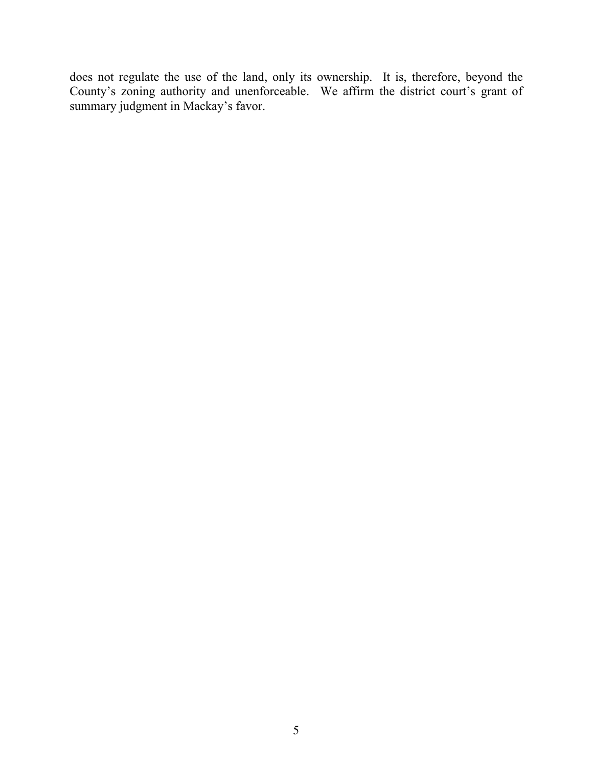does not regulate the use of the land, only its ownership. It is, therefore, beyond the County's zoning authority and unenforceable. We affirm the district court's grant of summary judgment in Mackay's favor.